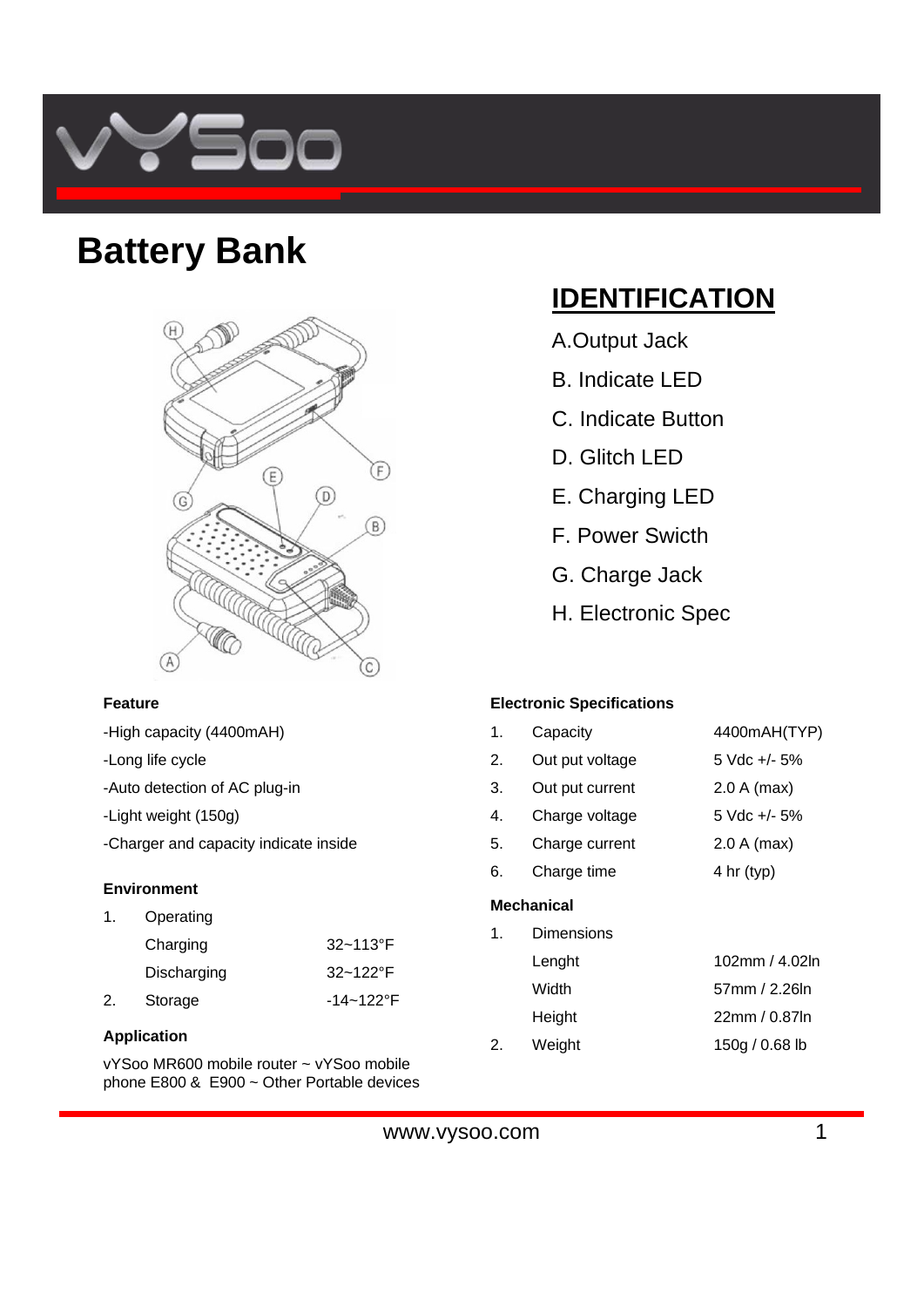# Battery Bank

## IDENTIFICATION

A.Output Jack
B. Indicate LED
C. Indicate Button
D. Glitch LED
E. Charging LED
F. Power Swicth
G. Charge Jack
H. Electronic Spec

**Feature**

-High capacity (4400mAH)
-Long life cycle
-Auto detection of AC plug-in
-Light weight (150g)
-Charger and capacity indicate inside

**Environment**

| | | |
|---|---|---|
| 1. | Operating | |
| | Charging | 32~113°F |
| | Discharging | 32~122°F |
| 2. | Storage | -14~122°F |

**Application**

vYSoo MR600 mobile router ~ vYSoo mobile phone E800 & E900 ~ Other Portable devices

**Electronic Specifications**

| | | |
|---|---|---|
| 1. | Capacity | 4400mAH(TYP) |
| 2. | Out put voltage | 5 Vdc +/- 5% |
| 3. | Out put current | 2.0 A (max) |
| 4. | Charge voltage | 5 Vdc +/- 5% |
| 5. | Charge current | 2.0 A (max) |
| 6. | Charge time | 4 hr (typ) |

**Mechanical**

| | | |
|---|---|---|
| 1. | Dimensions | |
| | Lenght | 102mm / 4.02In |
| | Width | 57mm / 2.26In |
| | Height | 22mm / 0.87In |
| 2. | Weight | 150g / 0.68 lb |

www.vysoo.com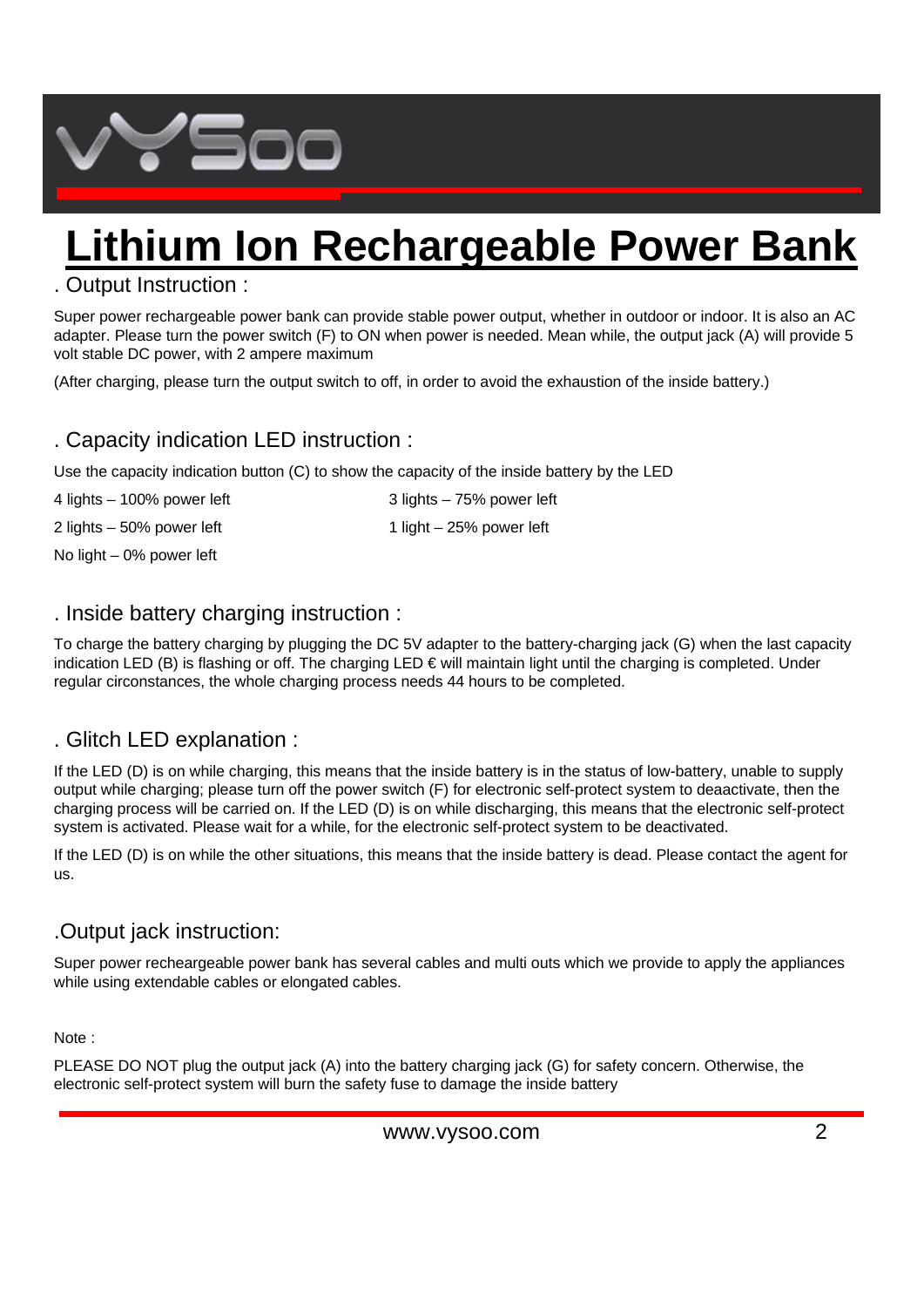# Lithium Ion Rechargeable Power Bank

## . Output Instruction :

Super power rechargeable power bank can provide stable power output, whether in outdoor or indoor. It is also an AC adapter. Please turn the power switch (F) to ON when power is needed. Mean while, the output jack (A) will provide 5 volt stable DC power, with 2 ampere maximum

(After charging, please turn the output switch to off, in order to avoid the exhaustion of the inside battery.)

## . Capacity indication LED instruction :

Use the capacity indication button (C) to show the capacity of the inside battery by the LED

4 lights – 100% power left

3 lights – 75% power left

2 lights – 50% power left

1 light – 25% power left

No light – 0% power left

## . Inside battery charging instruction :

To charge the battery charging by plugging the DC 5V adapter to the battery-charging jack (G) when the last capacity indication LED (B) is flashing or off. The charging LED € will maintain light until the charging is completed. Under regular circonstances, the whole charging process needs 44 hours to be completed.

## . Glitch LED explanation :

If the LED (D) is on while charging, this means that the inside battery is in the status of low-battery, unable to supply output while charging; please turn off the power switch (F) for electronic self-protect system to deaactivate, then the charging process will be carried on. If the LED (D) is on while discharging, this means that the electronic self-protect system is activated. Please wait for a while, for the electronic self-protect system to be deactivated.

If the LED (D) is on while the other situations, this means that the inside battery is dead. Please contact the agent for us.

## .Output jack instruction:

Super power recheargeable power bank has several cables and multi outs which we provide to apply the appliances while using extendable cables or elongated cables.

Note :

PLEASE DO NOT plug the output jack (A) into the battery charging jack (G) for safety concern. Otherwise, the electronic self-protect system will burn the safety fuse to damage the inside battery

www.vysoo.com